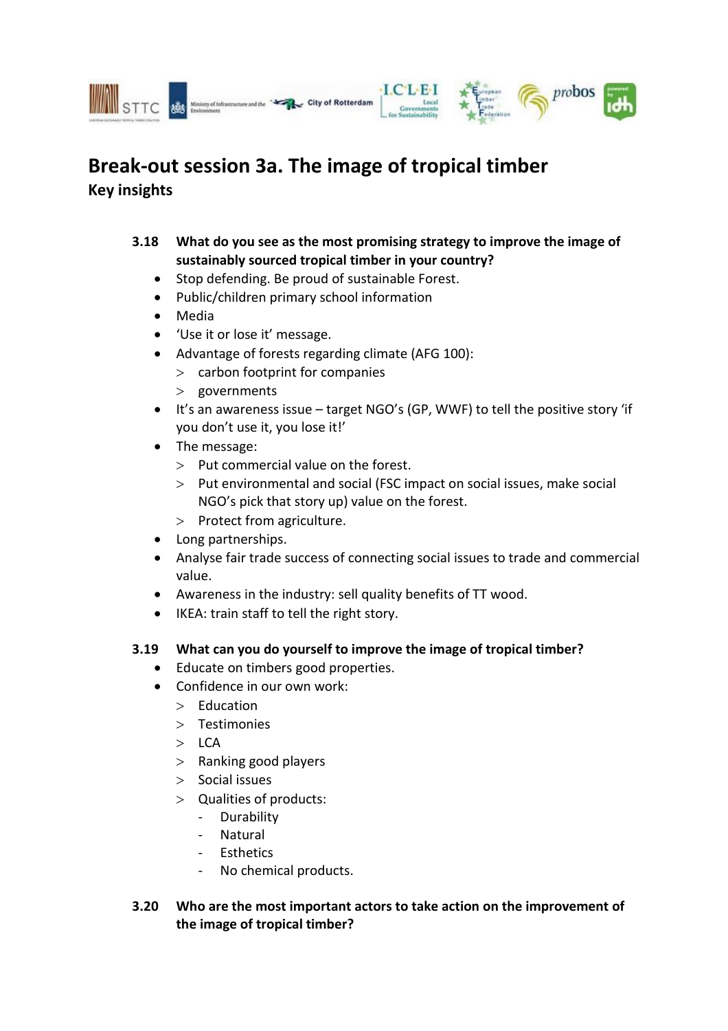# Break-out session 3a. The image of tropical timber

## Key insights

**3.18 What do you see as the most promising strategy to improve the image of sustainably sourced tropical timber in your country?**

- Stop defending. Be proud of sustainable Forest.
- Public/children primary school information
- Media
- 'Use it or lose it' message.
- Advantage of forests regarding climate (AFG 100):
  - carbon footprint for companies
  - governments
- It's an awareness issue – target NGO's (GP, WWF) to tell the positive story 'if you don't use it, you lose it!'
- The message:
  - Put commercial value on the forest.
  - Put environmental and social (FSC impact on social issues, make social NGO's pick that story up) value on the forest.
  - Protect from agriculture.
- Long partnerships.
- Analyse fair trade success of connecting social issues to trade and commercial value.
- Awareness in the industry: sell quality benefits of TT wood.
- IKEA: train staff to tell the right story.

**3.19 What can you do yourself to improve the image of tropical timber?**

- Educate on timbers good properties.
- Confidence in our own work:
  - Education
  - Testimonies
  - LCA
  - Ranking good players
  - Social issues
  - Qualities of products:
    - Durability
    - Natural
    - Esthetics
    - No chemical products.

**3.20 Who are the most important actors to take action on the improvement of the image of tropical timber?**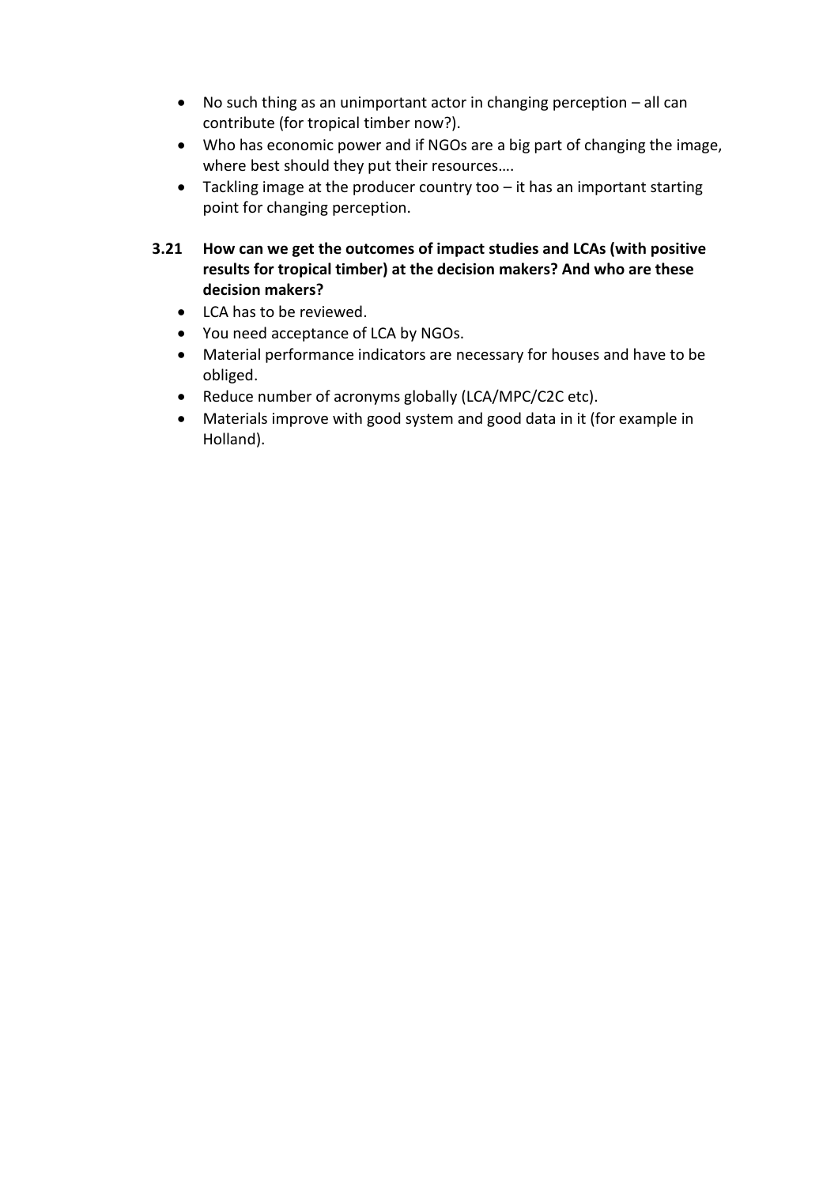- No such thing as an unimportant actor in changing perception – all can contribute (for tropical timber now?).
- Who has economic power and if NGOs are a big part of changing the image, where best should they put their resources….
- Tackling image at the producer country too – it has an important starting point for changing perception.

### 3.21 How can we get the outcomes of impact studies and LCAs (with positive results for tropical timber) at the decision makers? And who are these decision makers?

- LCA has to be reviewed.
- You need acceptance of LCA by NGOs.
- Material performance indicators are necessary for houses and have to be obliged.
- Reduce number of acronyms globally (LCA/MPC/C2C etc).
- Materials improve with good system and good data in it (for example in Holland).